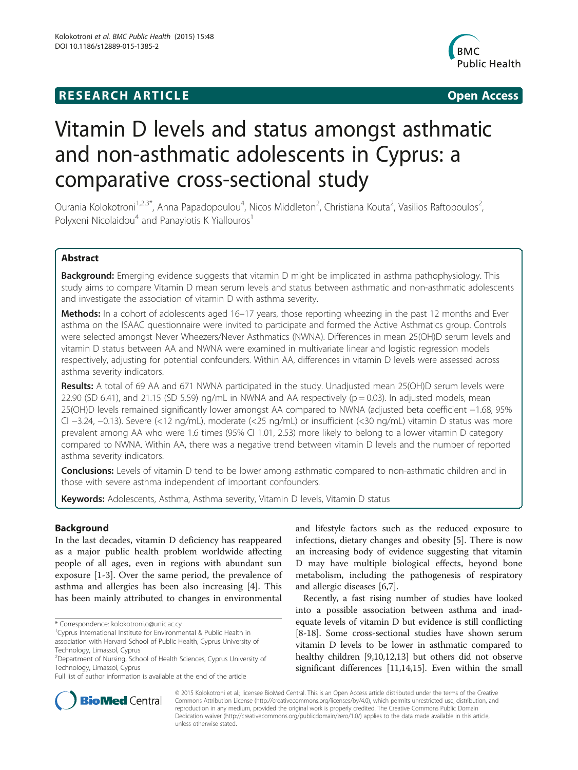**RESEARCH ARTICLE** **Open Access**

# Vitamin D levels and status amongst asthmatic and non-asthmatic adolescents in Cyprus: a comparative cross-sectional study

Ourania Kolokotroni[1,2,3*], Anna Papadopoulou[4], Nicos Middleton[2], Christiana Kouta[2], Vasilios Raftopoulos[2], Polyxeni Nicolaidou[4] and Panayiotis K Yiallouros[1]

## Abstract

**Background:** Emerging evidence suggests that vitamin D might be implicated in asthma pathophysiology. This study aims to compare Vitamin D mean serum levels and status between asthmatic and non-asthmatic adolescents and investigate the association of vitamin D with asthma severity.

**Methods:** In a cohort of adolescents aged 16–17 years, those reporting wheezing in the past 12 months and Ever asthma on the ISAAC questionnaire were invited to participate and formed the Active Asthmatics group. Controls were selected amongst Never Wheezers/Never Asthmatics (NWNA). Differences in mean 25(OH)D serum levels and vitamin D status between AA and NWNA were examined in multivariate linear and logistic regression models respectively, adjusting for potential confounders. Within AA, differences in vitamin D levels were assessed across asthma severity indicators.

**Results:** A total of 69 AA and 671 NWNA participated in the study. Unadjusted mean 25(OH)D serum levels were 22.90 (SD 6.41), and 21.15 (SD 5.59) ng/mL in NWNA and AA respectively ($p = 0.03$). In adjusted models, mean 25(OH)D levels remained significantly lower amongst AA compared to NWNA (adjusted beta coefficient −1.68, 95% CI −3.24, −0.13). Severe (<12 ng/mL), moderate (<25 ng/mL) or insufficient (<30 ng/mL) vitamin D status was more prevalent among AA who were 1.6 times (95% CI 1.01, 2.53) more likely to belong to a lower vitamin D category compared to NWNA. Within AA, there was a negative trend between vitamin D levels and the number of reported asthma severity indicators.

**Conclusions:** Levels of vitamin D tend to be lower among asthmatic compared to non-asthmatic children and in those with severe asthma independent of important confounders.

**Keywords:** Adolescents, Asthma, Asthma severity, Vitamin D levels, Vitamin D status

## Background

In the last decades, vitamin D deficiency has reappeared as a major public health problem worldwide affecting people of all ages, even in regions with abundant sun exposure [1-3]. Over the same period, the prevalence of asthma and allergies has been also increasing [4]. This has been mainly attributed to changes in environmental and lifestyle factors such as the reduced exposure to infections, dietary changes and obesity [5]. There is now an increasing body of evidence suggesting that vitamin D may have multiple biological effects, beyond bone metabolism, including the pathogenesis of respiratory and allergic diseases [6,7].

Recently, a fast rising number of studies have looked into a possible association between asthma and inadequate levels of vitamin D but evidence is still conflicting [8-18]. Some cross-sectional studies have shown serum vitamin D levels to be lower in asthmatic compared to healthy children [9,10,12,13] but others did not observe significant differences [11,14,15]. Even within the small

\* Correspondence: kolokotroni.o@unic.ac.cy
[1]Cyprus International Institute for Environmental & Public Health in association with Harvard School of Public Health, Cyprus University of Technology, Limassol, Cyprus
[2]Department of Nursing, School of Health Sciences, Cyprus University of Technology, Limassol, Cyprus
Full list of author information is available at the end of the article

© 2015 Kolokotroni et al.; licensee BioMed Central. This is an Open Access article distributed under the terms of the Creative Commons Attribution License (http://creativecommons.org/licenses/by/4.0), which permits unrestricted use, distribution, and reproduction in any medium, provided the original work is properly credited. The Creative Commons Public Domain Dedication waiver (http://creativecommons.org/publicdomain/zero/1.0/) applies to the data made available in this article, unless otherwise stated.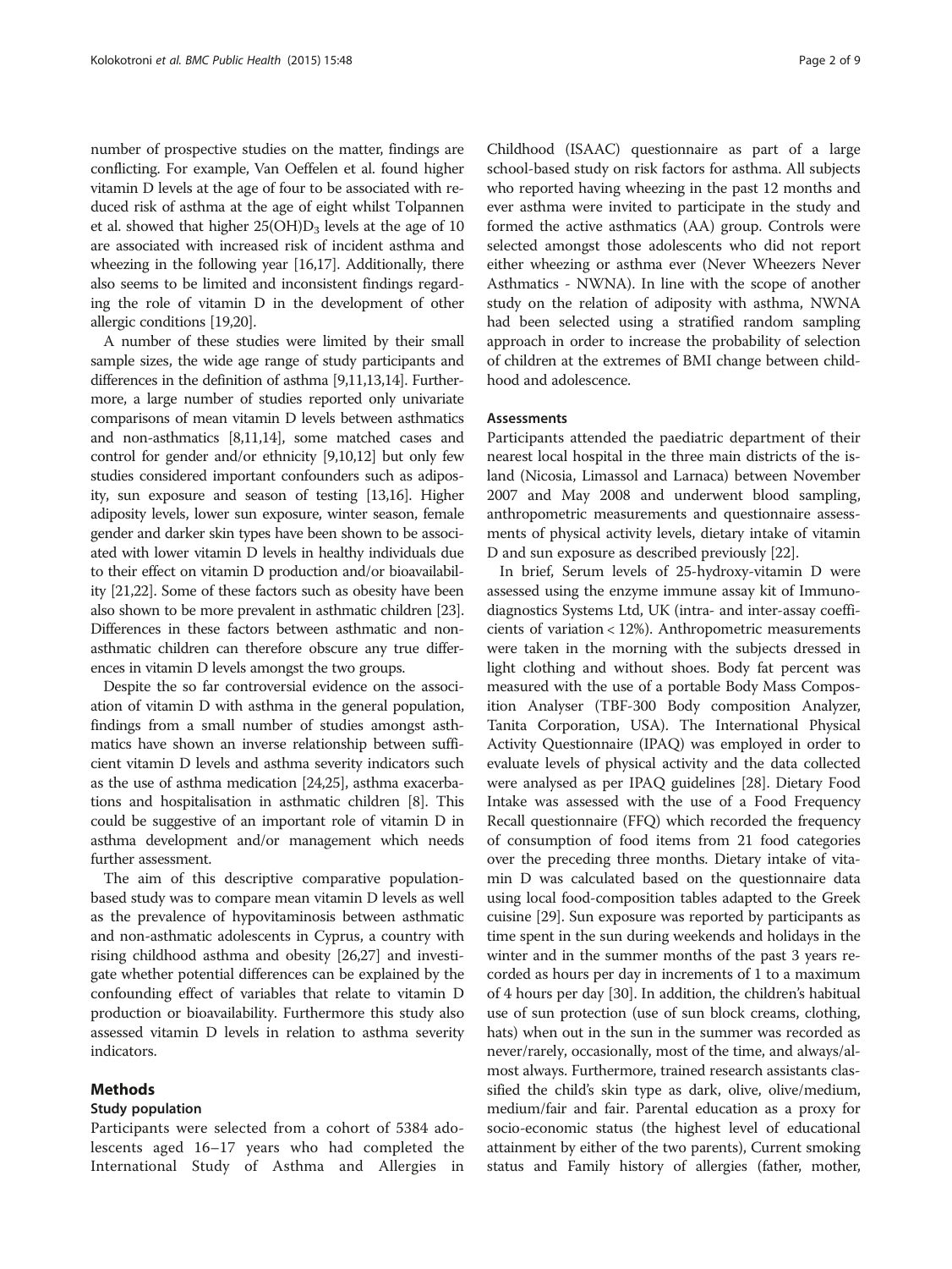number of prospective studies on the matter, findings are conflicting. For example, Van Oeffelen et al. found higher vitamin D levels at the age of four to be associated with reduced risk of asthma at the age of eight whilst Tolpannen et al. showed that higher $25(OH)D_3$ levels at the age of 10 are associated with increased risk of incident asthma and wheezing in the following year [16,17]. Additionally, there also seems to be limited and inconsistent findings regarding the role of vitamin D in the development of other allergic conditions [19,20].

A number of these studies were limited by their small sample sizes, the wide age range of study participants and differences in the definition of asthma [9,11,13,14]. Furthermore, a large number of studies reported only univariate comparisons of mean vitamin D levels between asthmatics and non-asthmatics [8,11,14], some matched cases and control for gender and/or ethnicity [9,10,12] but only few studies considered important confounders such as adiposity, sun exposure and season of testing [13,16]. Higher adiposity levels, lower sun exposure, winter season, female gender and darker skin types have been shown to be associated with lower vitamin D levels in healthy individuals due to their effect on vitamin D production and/or bioavailability [21,22]. Some of these factors such as obesity have been also shown to be more prevalent in asthmatic children [23]. Differences in these factors between asthmatic and non-asthmatic children can therefore obscure any true differences in vitamin D levels amongst the two groups.

Despite the so far controversial evidence on the association of vitamin D with asthma in the general population, findings from a small number of studies amongst asthmatics have shown an inverse relationship between sufficient vitamin D levels and asthma severity indicators such as the use of asthma medication [24,25], asthma exacerbations and hospitalisation in asthmatic children [8]. This could be suggestive of an important role of vitamin D in asthma development and/or management which needs further assessment.

The aim of this descriptive comparative population-based study was to compare mean vitamin D levels as well as the prevalence of hypovitaminosis between asthmatic and non-asthmatic adolescents in Cyprus, a country with rising childhood asthma and obesity [26,27] and investigate whether potential differences can be explained by the confounding effect of variables that relate to vitamin D production or bioavailability. Furthermore this study also assessed vitamin D levels in relation to asthma severity indicators.

## Methods

### Study population

Participants were selected from a cohort of 5384 adolescents aged 16–17 years who had completed the International Study of Asthma and Allergies in Childhood (ISAAC) questionnaire as part of a large school-based study on risk factors for asthma. All subjects who reported having wheezing in the past 12 months and ever asthma were invited to participate in the study and formed the active asthmatics (AA) group. Controls were selected amongst those adolescents who did not report either wheezing or asthma ever (Never Wheezers Never Asthmatics - NWNA). In line with the scope of another study on the relation of adiposity with asthma, NWNA had been selected using a stratified random sampling approach in order to increase the probability of selection of children at the extremes of BMI change between childhood and adolescence.

### Assessments

Participants attended the paediatric department of their nearest local hospital in the three main districts of the island (Nicosia, Limassol and Larnaca) between November 2007 and May 2008 and underwent blood sampling, anthropometric measurements and questionnaire assessments of physical activity levels, dietary intake of vitamin D and sun exposure as described previously [22].

In brief, Serum levels of 25-hydroxy-vitamin D were assessed using the enzyme immune assay kit of Immunodiagnostics Systems Ltd, UK (intra- and inter-assay coefficients of variation < 12%). Anthropometric measurements were taken in the morning with the subjects dressed in light clothing and without shoes. Body fat percent was measured with the use of a portable Body Mass Composition Analyser (TBF-300 Body composition Analyzer, Tanita Corporation, USA). The International Physical Activity Questionnaire (IPAQ) was employed in order to evaluate levels of physical activity and the data collected were analysed as per IPAQ guidelines [28]. Dietary Food Intake was assessed with the use of a Food Frequency Recall questionnaire (FFQ) which recorded the frequency of consumption of food items from 21 food categories over the preceding three months. Dietary intake of vitamin D was calculated based on the questionnaire data using local food-composition tables adapted to the Greek cuisine [29]. Sun exposure was reported by participants as time spent in the sun during weekends and holidays in the winter and in the summer months of the past 3 years recorded as hours per day in increments of 1 to a maximum of 4 hours per day [30]. In addition, the children's habitual use of sun protection (use of sun block creams, clothing, hats) when out in the sun in the summer was recorded as never/rarely, occasionally, most of the time, and always/almost always. Furthermore, trained research assistants classified the child's skin type as dark, olive, olive/medium, medium/fair and fair. Parental education as a proxy for socio-economic status (the highest level of educational attainment by either of the two parents), Current smoking status and Family history of allergies (father, mother,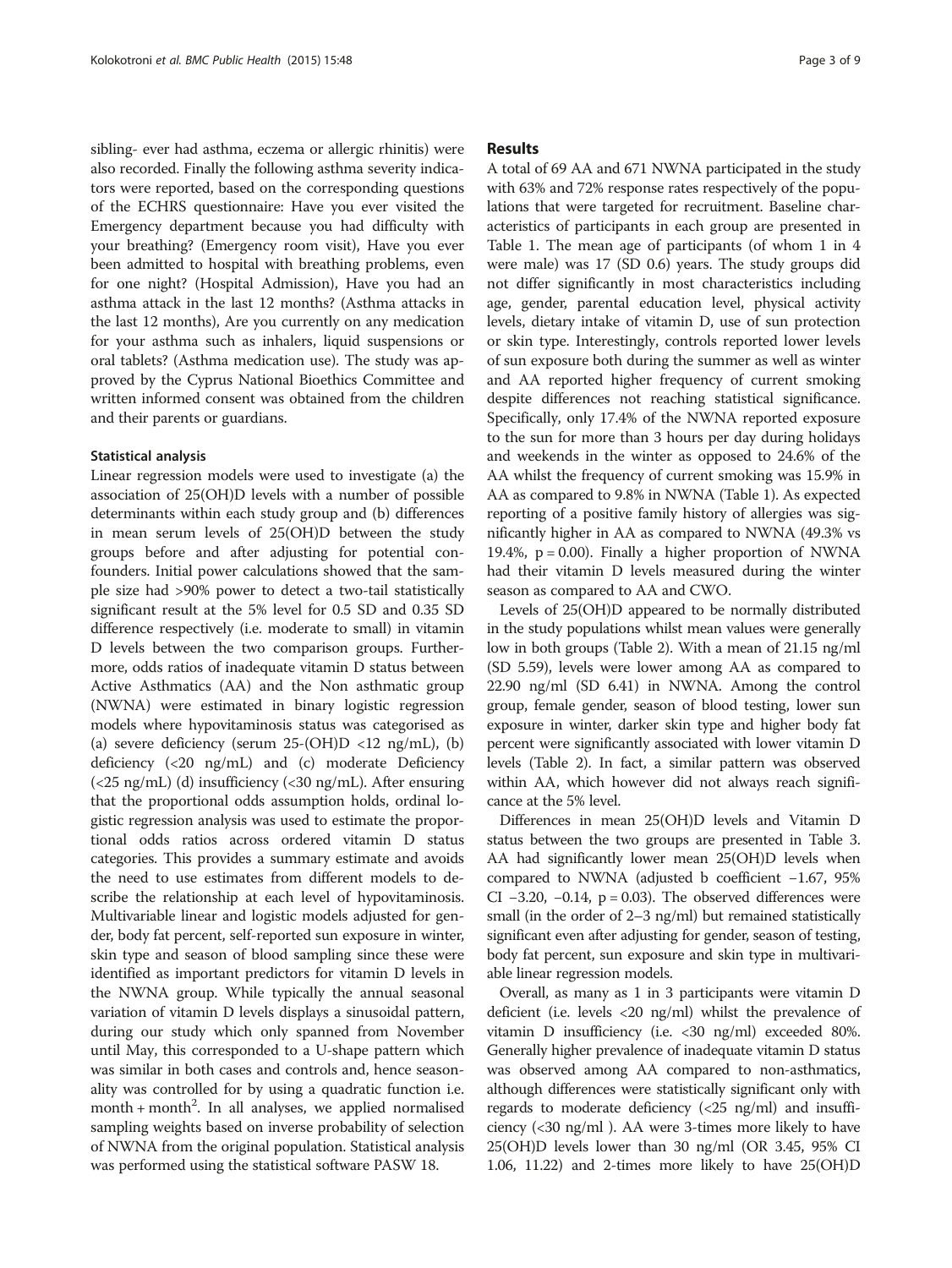sibling- ever had asthma, eczema or allergic rhinitis) were also recorded. Finally the following asthma severity indicators were reported, based on the corresponding questions of the ECHRS questionnaire: Have you ever visited the Emergency department because you had difficulty with your breathing? (Emergency room visit), Have you ever been admitted to hospital with breathing problems, even for one night? (Hospital Admission), Have you had an asthma attack in the last 12 months? (Asthma attacks in the last 12 months), Are you currently on any medication for your asthma such as inhalers, liquid suspensions or oral tablets? (Asthma medication use). The study was approved by the Cyprus National Bioethics Committee and written informed consent was obtained from the children and their parents or guardians.

### Statistical analysis

Linear regression models were used to investigate (a) the association of 25(OH)D levels with a number of possible determinants within each study group and (b) differences in mean serum levels of 25(OH)D between the study groups before and after adjusting for potential confounders. Initial power calculations showed that the sample size had >90% power to detect a two-tail statistically significant result at the 5% level for 0.5 SD and 0.35 SD difference respectively (i.e. moderate to small) in vitamin D levels between the two comparison groups. Furthermore, odds ratios of inadequate vitamin D status between Active Asthmatics (AA) and the Non asthmatic group (NWNA) were estimated in binary logistic regression models where hypovitaminosis status was categorised as (a) severe deficiency (serum 25-(OH)D <12 ng/mL), (b) deficiency (<20 ng/mL) and (c) moderate Deficiency (<25 ng/mL) (d) insufficiency (<30 ng/mL). After ensuring that the proportional odds assumption holds, ordinal logistic regression analysis was used to estimate the proportional odds ratios across ordered vitamin D status categories. This provides a summary estimate and avoids the need to use estimates from different models to describe the relationship at each level of hypovitaminosis. Multivariable linear and logistic models adjusted for gender, body fat percent, self-reported sun exposure in winter, skin type and season of blood sampling since these were identified as important predictors for vitamin D levels in the NWNA group. While typically the annual seasonal variation of vitamin D levels displays a sinusoidal pattern, during our study which only spanned from November until May, this corresponded to a U-shape pattern which was similar in both cases and controls and, hence seasonality was controlled for by using a quadratic function i.e. month + month$^2$. In all analyses, we applied normalised sampling weights based on inverse probability of selection of NWNA from the original population. Statistical analysis was performed using the statistical software PASW 18.

## Results

A total of 69 AA and 671 NWNA participated in the study with 63% and 72% response rates respectively of the populations that were targeted for recruitment. Baseline characteristics of participants in each group are presented in Table 1. The mean age of participants (of whom 1 in 4 were male) was 17 (SD 0.6) years. The study groups did not differ significantly in most characteristics including age, gender, parental education level, physical activity levels, dietary intake of vitamin D, use of sun protection or skin type. Interestingly, controls reported lower levels of sun exposure both during the summer as well as winter and AA reported higher frequency of current smoking despite differences not reaching statistical significance. Specifically, only 17.4% of the NWNA reported exposure to the sun for more than 3 hours per day during holidays and weekends in the winter as opposed to 24.6% of the AA whilst the frequency of current smoking was 15.9% in AA as compared to 9.8% in NWNA (Table 1). As expected reporting of a positive family history of allergies was significantly higher in AA as compared to NWNA (49.3% vs 19.4%, p = 0.00). Finally a higher proportion of NWNA had their vitamin D levels measured during the winter season as compared to AA and CWO.

Levels of 25(OH)D appeared to be normally distributed in the study populations whilst mean values were generally low in both groups (Table 2). With a mean of 21.15 ng/ml (SD 5.59), levels were lower among AA as compared to 22.90 ng/ml (SD 6.41) in NWNA. Among the control group, female gender, season of blood testing, lower sun exposure in winter, darker skin type and higher body fat percent were significantly associated with lower vitamin D levels (Table 2). In fact, a similar pattern was observed within AA, which however did not always reach significance at the 5% level.

Differences in mean 25(OH)D levels and Vitamin D status between the two groups are presented in Table 3. AA had significantly lower mean 25(OH)D levels when compared to NWNA (adjusted b coefficient −1.67, 95% CI −3.20, −0.14, p = 0.03). The observed differences were small (in the order of 2–3 ng/ml) but remained statistically significant even after adjusting for gender, season of testing, body fat percent, sun exposure and skin type in multivariable linear regression models.

Overall, as many as 1 in 3 participants were vitamin D deficient (i.e. levels <20 ng/ml) whilst the prevalence of vitamin D insufficiency (i.e. <30 ng/ml) exceeded 80%. Generally higher prevalence of inadequate vitamin D status was observed among AA compared to non-asthmatics, although differences were statistically significant only with regards to moderate deficiency (<25 ng/ml) and insufficiency (<30 ng/ml ). AA were 3-times more likely to have 25(OH)D levels lower than 30 ng/ml (OR 3.45, 95% CI 1.06, 11.22) and 2-times more likely to have 25(OH)D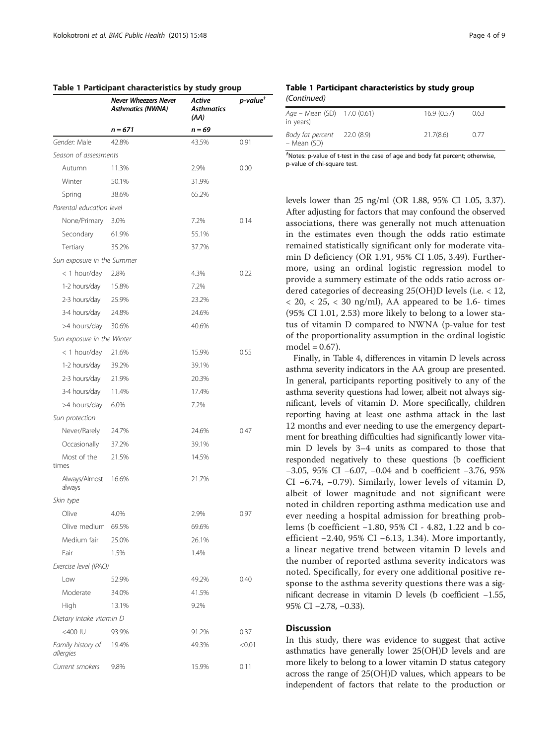**Table 1 Participant characteristics by study group**

| | Never Wheezers Never Asthmatics (NWNA) | Active Asthmatics (AA) | p-value[†] |
|---|---|---|---|
| | n = 671 | n = 69 | |
| *Gender:* Male | 42.8% | 43.5% | 0.91 |
| *Season of assessments* | | | |
| Autumn | 11.3% | 2.9% | 0.00 |
| Winter | 50.1% | 31.9% | |
| Spring | 38.6% | 65.2% | |
| *Parental education level* | | | |
| None/Primary | 3.0% | 7.2% | 0.14 |
| Secondary | 61.9% | 55.1% | |
| Tertiary | 35.2% | 37.7% | |
| *Sun exposure in the Summer* | | | |
| < 1 hour/day | 2.8% | 4.3% | 0.22 |
| 1-2 hours/day | 15.8% | 7.2% | |
| 2-3 hours/day | 25.9% | 23.2% | |
| 3-4 hours/day | 24.8% | 24.6% | |
| >4 hours/day | 30.6% | 40.6% | |
| *Sun exposure in the Winter* | | | |
| < 1 hour/day | 21.6% | 15.9% | 0.55 |
| 1-2 hours/day | 39.2% | 39.1% | |
| 2-3 hours/day | 21.9% | 20.3% | |
| 3-4 hours/day | 11.4% | 17.4% | |
| >4 hours/day | 6.0% | 7.2% | |
| *Sun protection* | | | |
| Never/Rarely | 24.7% | 24.6% | 0.47 |
| Occasionally | 37.2% | 39.1% | |
| Most of the times | 21.5% | 14.5% | |
| Always/Almost always | 16.6% | 21.7% | |
| *Skin type* | | | |
| Olive | 4.0% | 2.9% | 0.97 |
| Olive medium | 69.5% | 69.6% | |
| Medium fair | 25.0% | 26.1% | |
| Fair | 1.5% | 1.4% | |
| *Exercise level (IPAQ)* | | | |
| Low | 52.9% | 49.2% | 0.40 |
| Moderate | 34.0% | 41.5% | |
| High | 13.1% | 9.2% | |
| *Dietary intake vitamin D* | | | |
| <400 IU | 93.9% | 91.2% | 0.37 |
| *Family history of allergies* | 19.4% | 49.3% | <0.01 |
| *Current smokers* | 9.8% | 15.9% | 0.11 |
| *Age* – Mean (SD) in years) | 17.0 (0.61) | 16.9 (0.57) | 0.63 |
| *Body fat percent* – Mean (SD) | 22.0 (8.9) | 21.7(8.6) | 0.77 |

[†]Notes: p-value of t-test in the case of age and body fat percent; otherwise, p-value of chi-square test.

levels lower than 25 ng/ml (OR 1.88, 95% CI 1.05, 3.37). After adjusting for factors that may confound the observed associations, there was generally not much attenuation in the estimates even though the odds ratio estimate remained statistically significant only for moderate vitamin D deficiency (OR 1.91, 95% CI 1.05, 3.49). Furthermore, using an ordinal logistic regression model to provide a summery estimate of the odds ratio across ordered categories of decreasing 25(OH)D levels (i.e. < 12, < 20, < 25, < 30 ng/ml), AA appeared to be 1.6- times (95% CI 1.01, 2.53) more likely to belong to a lower status of vitamin D compared to NWNA (p-value for test of the proportionality assumption in the ordinal logistic model = 0.67).

Finally, in Table 4, differences in vitamin D levels across asthma severity indicators in the AA group are presented. In general, participants reporting positively to any of the asthma severity questions had lower, albeit not always significant, levels of vitamin D. More specifically, children reporting having at least one asthma attack in the last 12 months and ever needing to use the emergency department for breathing difficulties had significantly lower vitamin D levels by 3–4 units as compared to those that responded negatively to these questions (b coefficient −3.05, 95% CI −6.07, −0.04 and b coefficient −3.76, 95% CI −6.74, −0.79). Similarly, lower levels of vitamin D, albeit of lower magnitude and not significant were noted in children reporting asthma medication use and ever needing a hospital admission for breathing problems (b coefficient −1.80, 95% CI - 4.82, 1.22 and b coefficient −2.40, 95% CI −6.13, 1.34). More importantly, a linear negative trend between vitamin D levels and the number of reported asthma severity indicators was noted. Specifically, for every one additional positive response to the asthma severity questions there was a significant decrease in vitamin D levels (b coefficient −1.55, 95% CI −2.78, −0.33).

## Discussion

In this study, there was evidence to suggest that active asthmatics have generally lower 25(OH)D levels and are more likely to belong to a lower vitamin D status category across the range of 25(OH)D values, which appears to be independent of factors that relate to the production or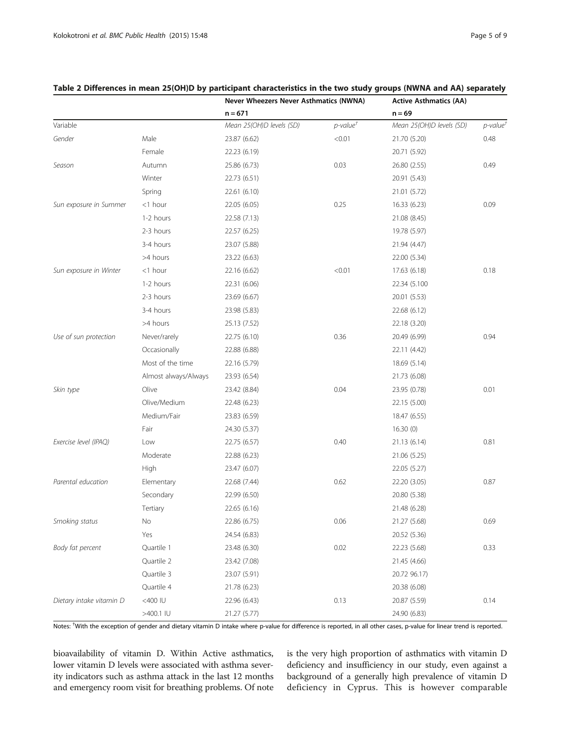**Table 2 Differences in mean 25(OH)D by participant characteristics in the two study groups (NWNA and AA) separately**

| | | Never Wheezers Never Asthmatics (NWNA) | | Active Asthmatics (AA) | |
|---|---|---|---|---|---|
| | | n = 671 | | n = 69 | |
| Variable | | *Mean 25(OH)D levels (SD)* | *p-value*[†] | *Mean 25(OH)D levels (SD)* | *p-value*[†] |
| *Gender* | Male | 23.87 (6.62) | <0.01 | 21.70 (5.20) | 0.48 |
| | Female | 22.23 (6.19) | | 20.71 (5.92) | |
| *Season* | Autumn | 25.86 (6.73) | 0.03 | 26.80 (2.55) | 0.49 |
| | Winter | 22.73 (6.51) | | 20.91 (5.43) | |
| | Spring | 22.61 (6.10) | | 21.01 (5.72) | |
| *Sun exposure in Summer* | <1 hour | 22.05 (6.05) | 0.25 | 16.33 (6.23) | 0.09 |
| | 1-2 hours | 22.58 (7.13) | | 21.08 (8.45) | |
| | 2-3 hours | 22.57 (6.25) | | 19.78 (5.97) | |
| | 3-4 hours | 23.07 (5.88) | | 21.94 (4.47) | |
| | >4 hours | 23.22 (6.63) | | 22.00 (5.34) | |
| *Sun exposure in Winter* | <1 hour | 22.16 (6.62) | <0.01 | 17.63 (6.18) | 0.18 |
| | 1-2 hours | 22.31 (6.06) | | 22.34 (5.100 | |
| | 2-3 hours | 23.69 (6.67) | | 20.01 (5.53) | |
| | 3-4 hours | 23.98 (5.83) | | 22.68 (6.12) | |
| | >4 hours | 25.13 (7.52) | | 22.18 (3.20) | |
| *Use of sun protection* | Never/rarely | 22.75 (6.10) | 0.36 | 20.49 (6.99) | 0.94 |
| | Occasionally | 22.88 (6.88) | | 22.11 (4.42) | |
| | Most of the time | 22.16 (5.79) | | 18.69 (5.14) | |
| | Almost always/Always | 23.93 (6.54) | | 21.73 (6.08) | |
| *Skin type* | Olive | 23.42 (8.84) | 0.04 | 23.95 (0.78) | 0.01 |
| | Olive/Medium | 22.48 (6.23) | | 22.15 (5.00) | |
| | Medium/Fair | 23.83 (6.59) | | 18.47 (6.55) | |
| | Fair | 24.30 (5.37) | | 16.30 (0) | |
| *Exercise level (IPAQ)* | Low | 22.75 (6.57) | 0.40 | 21.13 (6.14) | 0.81 |
| | Moderate | 22.88 (6.23) | | 21.06 (5.25) | |
| | High | 23.47 (6.07) | | 22.05 (5.27) | |
| *Parental education* | Elementary | 22.68 (7.44) | 0.62 | 22.20 (3.05) | 0.87 |
| | Secondary | 22.99 (6.50) | | 20.80 (5.38) | |
| | Tertiary | 22.65 (6.16) | | 21.48 (6.28) | |
| *Smoking status* | No | 22.86 (6.75) | 0.06 | 21.27 (5.68) | 0.69 |
| | Yes | 24.54 (6.83) | | 20.52 (5.36) | |
| *Body fat percent* | Quartile 1 | 23.48 (6.30) | 0.02 | 22.23 (5.68) | 0.33 |
| | Quartile 2 | 23.42 (7.08) | | 21.45 (4.66) | |
| | Quartile 3 | 23.07 (5.91) | | 20.72 96.17) | |
| | Quartile 4 | 21.78 (6.23) | | 20.38 (6.08) | |
| *Dietary intake vitamin D* | <400 IU | 22.96 (6.43) | 0.13 | 20.87 (5.59) | 0.14 |
| | >400.1 IU | 21.27 (5.77) | | 24.90 (6.83) | |

Notes: [†]With the exception of gender and dietary vitamin D intake where p-value for difference is reported, in all other cases, p-value for linear trend is reported.

bioavailability of vitamin D. Within Active asthmatics, lower vitamin D levels were associated with asthma severity indicators such as asthma attack in the last 12 months and emergency room visit for breathing problems. Of note is the very high proportion of asthmatics with vitamin D deficiency and insufficiency in our study, even against a background of a generally high prevalence of vitamin D deficiency in Cyprus. This is however comparable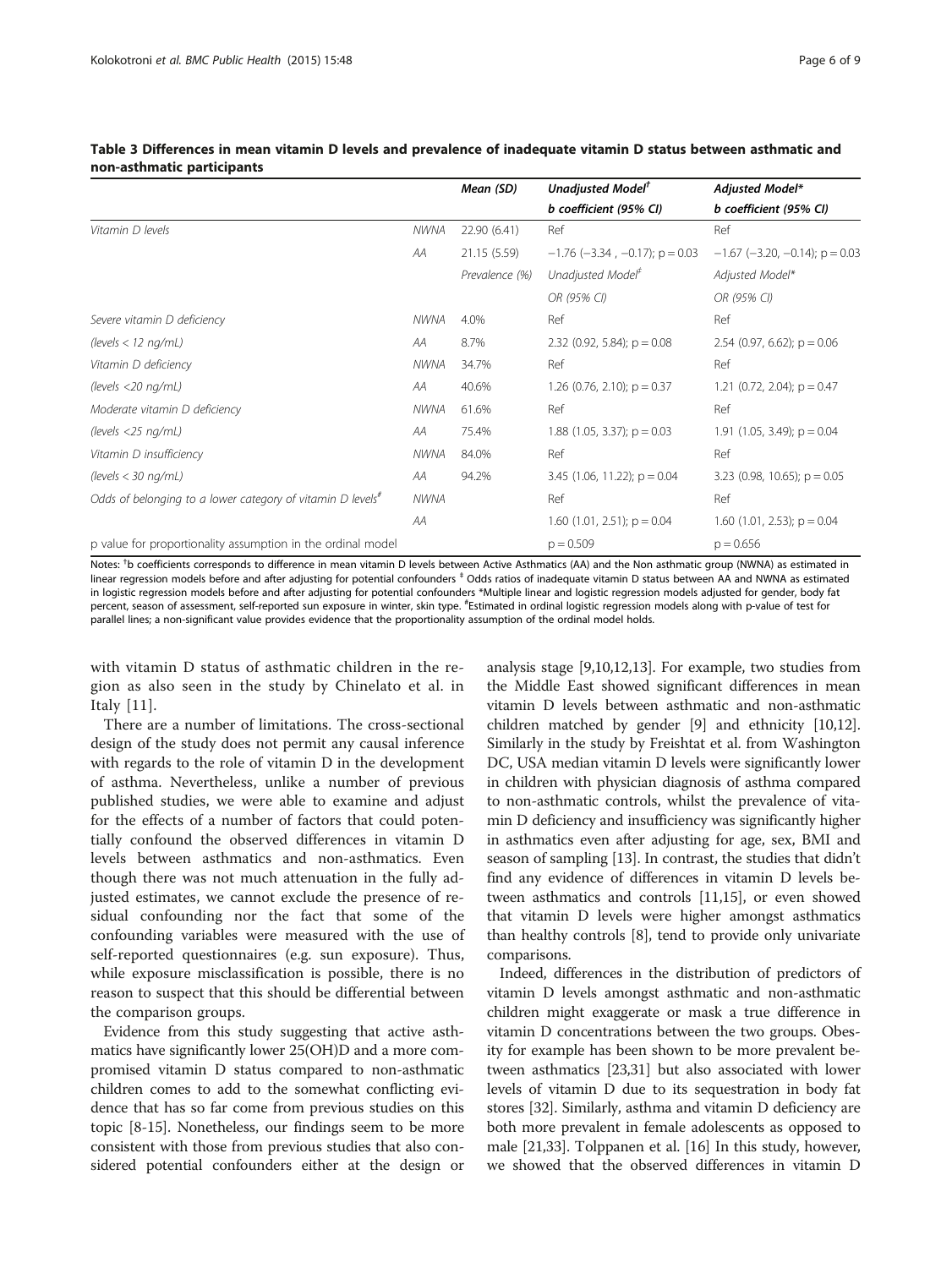**Table 3 Differences in mean vitamin D levels and prevalence of inadequate vitamin D status between asthmatic and non-asthmatic participants**

| | | Mean (SD) | Unadjusted Model[†] | Adjusted Model* |
|---|---|---|---|---|
| | | | b coefficient (95% CI) | b coefficient (95% CI) |
| Vitamin D levels | NWNA | 22.90 (6.41) | Ref | Ref |
| | AA | 21.15 (5.59) | −1.76 (−3.34 , −0.17); p = 0.03 | −1.67 (−3.20, −0.14); p = 0.03 |
| | | Prevalence (%) | Unadjusted Model[‡] | Adjusted Model* |
| | | | OR (95% CI) | OR (95% CI) |
| Severe vitamin D deficiency | NWNA | 4.0% | Ref | Ref |
| (levels < 12 ng/mL) | AA | 8.7% | 2.32 (0.92, 5.84); p = 0.08 | 2.54 (0.97, 6.62); p = 0.06 |
| Vitamin D deficiency | NWNA | 34.7% | Ref | Ref |
| (levels <20 ng/mL) | AA | 40.6% | 1.26 (0.76, 2.10); p = 0.37 | 1.21 (0.72, 2.04); p = 0.47 |
| Moderate vitamin D deficiency | NWNA | 61.6% | Ref | Ref |
| (levels <25 ng/mL) | AA | 75.4% | 1.88 (1.05, 3.37); p = 0.03 | 1.91 (1.05, 3.49); p = 0.04 |
| Vitamin D insufficiency | NWNA | 84.0% | Ref | Ref |
| (levels < 30 ng/mL) | AA | 94.2% | 3.45 (1.06, 11.22); p = 0.04 | 3.23 (0.98, 10.65); p = 0.05 |
| Odds of belonging to a lower category of vitamin D levels[#] | NWNA | | Ref | Ref |
| | AA | | 1.60 (1.01, 2.51); p = 0.04 | 1.60 (1.01, 2.53); p = 0.04 |
| p value for proportionality assumption in the ordinal model | | | p = 0.509 | p = 0.656 |

Notes: [†]b coefficients corresponds to difference in mean vitamin D levels between Active Asthmatics (AA) and the Non asthmatic group (NWNA) as estimated in linear regression models before and after adjusting for potential confounders [‡] Odds ratios of inadequate vitamin D status between AA and NWNA as estimated in logistic regression models before and after adjusting for potential confounders *Multiple linear and logistic regression models adjusted for gender, body fat percent, season of assessment, self-reported sun exposure in winter, skin type. [#]Estimated in ordinal logistic regression models along with p-value of test for parallel lines; a non-significant value provides evidence that the proportionality assumption of the ordinal model holds.

with vitamin D status of asthmatic children in the region as also seen in the study by Chinelato et al. in Italy [11].

There are a number of limitations. The cross-sectional design of the study does not permit any causal inference with regards to the role of vitamin D in the development of asthma. Nevertheless, unlike a number of previous published studies, we were able to examine and adjust for the effects of a number of factors that could potentially confound the observed differences in vitamin D levels between asthmatics and non-asthmatics. Even though there was not much attenuation in the fully adjusted estimates, we cannot exclude the presence of residual confounding nor the fact that some of the confounding variables were measured with the use of self-reported questionnaires (e.g. sun exposure). Thus, while exposure misclassification is possible, there is no reason to suspect that this should be differential between the comparison groups.

Evidence from this study suggesting that active asthmatics have significantly lower 25(OH)D and a more compromised vitamin D status compared to non-asthmatic children comes to add to the somewhat conflicting evidence that has so far come from previous studies on this topic [8-15]. Nonetheless, our findings seem to be more consistent with those from previous studies that also considered potential confounders either at the design or analysis stage [9,10,12,13]. For example, two studies from the Middle East showed significant differences in mean vitamin D levels between asthmatic and non-asthmatic children matched by gender [9] and ethnicity [10,12]. Similarly in the study by Freishtat et al. from Washington DC, USA median vitamin D levels were significantly lower in children with physician diagnosis of asthma compared to non-asthmatic controls, whilst the prevalence of vitamin D deficiency and insufficiency was significantly higher in asthmatics even after adjusting for age, sex, BMI and season of sampling [13]. In contrast, the studies that didn't find any evidence of differences in vitamin D levels between asthmatics and controls [11,15], or even showed that vitamin D levels were higher amongst asthmatics than healthy controls [8], tend to provide only univariate comparisons.

Indeed, differences in the distribution of predictors of vitamin D levels amongst asthmatic and non-asthmatic children might exaggerate or mask a true difference in vitamin D concentrations between the two groups. Obesity for example has been shown to be more prevalent between asthmatics [23,31] but also associated with lower levels of vitamin D due to its sequestration in body fat stores [32]. Similarly, asthma and vitamin D deficiency are both more prevalent in female adolescents as opposed to male [21,33]. Tolppanen et al. [16] In this study, however, we showed that the observed differences in vitamin D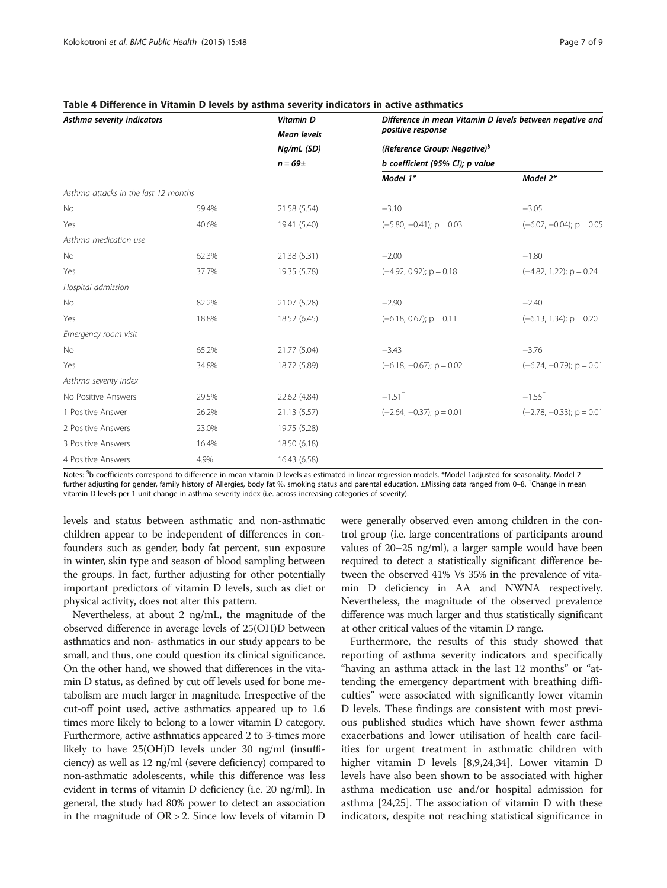**Table 4 Difference in Vitamin D levels by asthma severity indicators in active asthmatics**

| Asthma severity indicators | | Vitamin D Mean levels Ng/mL (SD) $n = 69$± | Difference in mean Vitamin D levels between negative and positive response (Reference Group: Negative)[§] b coefficient (95% CI); p value | |
|---|---|---|---|---|
| | | | Model 1* | Model 2* |
| *Asthma attacks in the last 12 months* | | | | |
| No | 59.4% | 21.58 (5.54) | −3.10 | −3.05 |
| Yes | 40.6% | 19.41 (5.40) | (−5.80, −0.41); p = 0.03 | (−6.07, −0.04); p = 0.05 |
| *Asthma medication use* | | | | |
| No | 62.3% | 21.38 (5.31) | −2.00 | −1.80 |
| Yes | 37.7% | 19.35 (5.78) | (−4.92, 0.92); p = 0.18 | (−4.82, 1.22); p = 0.24 |
| *Hospital admission* | | | | |
| No | 82.2% | 21.07 (5.28) | −2.90 | −2.40 |
| Yes | 18.8% | 18.52 (6.45) | (−6.18, 0.67); p = 0.11 | (−6.13, 1.34); p = 0.20 |
| *Emergency room visit* | | | | |
| No | 65.2% | 21.77 (5.04) | −3.43 | −3.76 |
| Yes | 34.8% | 18.72 (5.89) | (−6.18, −0.67); p = 0.02 | (−6.74, −0.79); p = 0.01 |
| *Asthma severity index* | | | | |
| No Positive Answers | 29.5% | 22.62 (4.84) | −1.51[†] | −1.55[†] |
| 1 Positive Answer | 26.2% | 21.13 (5.57) | (−2.64, −0.37); p = 0.01 | (−2.78, −0.33); p = 0.01 |
| 2 Positive Answers | 23.0% | 19.75 (5.28) | | |
| 3 Positive Answers | 16.4% | 18.50 (6.18) | | |
| 4 Positive Answers | 4.9% | 16.43 (6.58) | | |

Notes: [§]b coefficients correspond to difference in mean vitamin D levels as estimated in linear regression models. *Model 1adjusted for seasonality. Model 2 further adjusting for gender, family history of Allergies, body fat %, smoking status and parental education. ±Missing data ranged from 0–8. [†]Change in mean vitamin D levels per 1 unit change in asthma severity index (i.e. across increasing categories of severity).

levels and status between asthmatic and non-asthmatic children appear to be independent of differences in confounders such as gender, body fat percent, sun exposure in winter, skin type and season of blood sampling between the groups. In fact, further adjusting for other potentially important predictors of vitamin D levels, such as diet or physical activity, does not alter this pattern.

Nevertheless, at about 2 ng/mL, the magnitude of the observed difference in average levels of 25(OH)D between asthmatics and non- asthmatics in our study appears to be small, and thus, one could question its clinical significance. On the other hand, we showed that differences in the vitamin D status, as defined by cut off levels used for bone metabolism are much larger in magnitude. Irrespective of the cut-off point used, active asthmatics appeared up to 1.6 times more likely to belong to a lower vitamin D category. Furthermore, active asthmatics appeared 2 to 3-times more likely to have 25(OH)D levels under 30 ng/ml (insufficiency) as well as 12 ng/ml (severe deficiency) compared to non-asthmatic adolescents, while this difference was less evident in terms of vitamin D deficiency (i.e. 20 ng/ml). In general, the study had 80% power to detect an association in the magnitude of OR > 2. Since low levels of vitamin D were generally observed even among children in the control group (i.e. large concentrations of participants around values of 20–25 ng/ml), a larger sample would have been required to detect a statistically significant difference between the observed 41% Vs 35% in the prevalence of vitamin D deficiency in AA and NWNA respectively. Nevertheless, the magnitude of the observed prevalence difference was much larger and thus statistically significant at other critical values of the vitamin D range.

Furthermore, the results of this study showed that reporting of asthma severity indicators and specifically "having an asthma attack in the last 12 months" or "attending the emergency department with breathing difficulties" were associated with significantly lower vitamin D levels. These findings are consistent with most previous published studies which have shown fewer asthma exacerbations and lower utilisation of health care facilities for urgent treatment in asthmatic children with higher vitamin D levels [8,9,24,34]. Lower vitamin D levels have also been shown to be associated with higher asthma medication use and/or hospital admission for asthma [24,25]. The association of vitamin D with these indicators, despite not reaching statistical significance in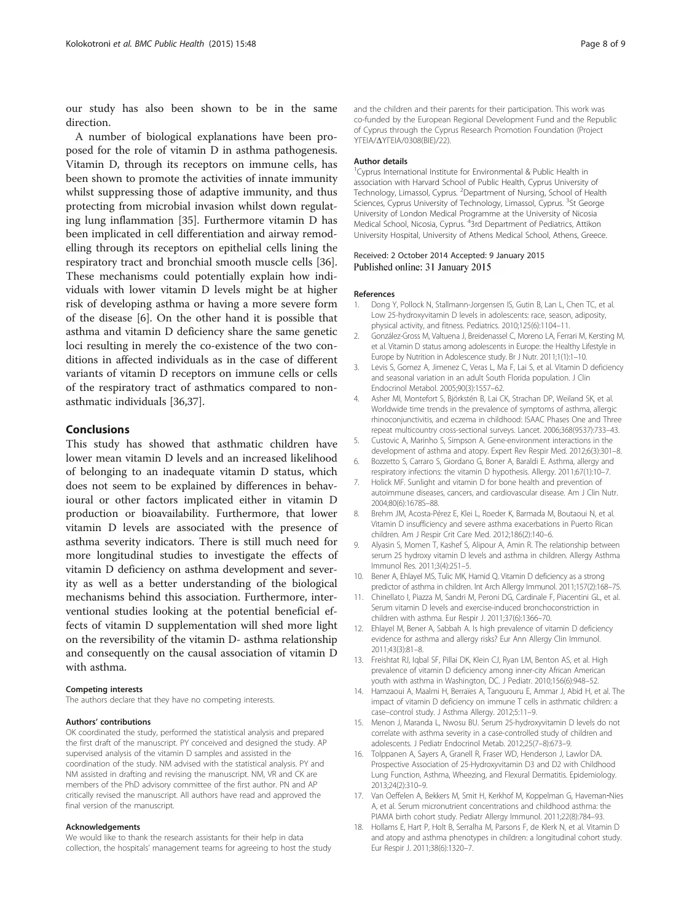our study has also been shown to be in the same direction.

A number of biological explanations have been proposed for the role of vitamin D in asthma pathogenesis. Vitamin D, through its receptors on immune cells, has been shown to promote the activities of innate immunity whilst suppressing those of adaptive immunity, and thus protecting from microbial invasion whilst down regulating lung inflammation [35]. Furthermore vitamin D has been implicated in cell differentiation and airway remodelling through its receptors on epithelial cells lining the respiratory tract and bronchial smooth muscle cells [36]. These mechanisms could potentially explain how individuals with lower vitamin D levels might be at higher risk of developing asthma or having a more severe form of the disease [6]. On the other hand it is possible that asthma and vitamin D deficiency share the same genetic loci resulting in merely the co-existence of the two conditions in affected individuals as in the case of different variants of vitamin D receptors on immune cells or cells of the respiratory tract of asthmatics compared to non-asthmatic individuals [36,37].

## Conclusions

This study has showed that asthmatic children have lower mean vitamin D levels and an increased likelihood of belonging to an inadequate vitamin D status, which does not seem to be explained by differences in behavioural or other factors implicated either in vitamin D production or bioavailability. Furthermore, that lower vitamin D levels are associated with the presence of asthma severity indicators. There is still much need for more longitudinal studies to investigate the effects of vitamin D deficiency on asthma development and severity as well as a better understanding of the biological mechanisms behind this association. Furthermore, interventional studies looking at the potential beneficial effects of vitamin D supplementation will shed more light on the reversibility of the vitamin D- asthma relationship and consequently on the causal association of vitamin D with asthma.

#### Competing interests

The authors declare that they have no competing interests.

#### Authors' contributions

OK coordinated the study, performed the statistical analysis and prepared the first draft of the manuscript. PY conceived and designed the study. AP supervised analysis of the vitamin D samples and assisted in the coordination of the study. NM advised with the statistical analysis. PY and NM assisted in drafting and revising the manuscript. NM, VR and CK are members of the PhD advisory committee of the first author. PN and AP critically revised the manuscript. All authors have read and approved the final version of the manuscript.

#### Acknowledgements

We would like to thank the research assistants for their help in data collection, the hospitals' management teams for agreeing to host the study and the children and their parents for their participation. This work was co-funded by the European Regional Development Fund and the Republic of Cyprus through the Cyprus Research Promotion Foundation (Project ΥΓΕΙΑ/ΔΥΓΕΙΑ/0308(ΒΙΕ)/22).

#### Author details

[1]Cyprus International Institute for Environmental & Public Health in association with Harvard School of Public Health, Cyprus University of Technology, Limassol, Cyprus. [2]Department of Nursing, School of Health Sciences, Cyprus University of Technology, Limassol, Cyprus. [3]St George University of London Medical Programme at the University of Nicosia Medical School, Nicosia, Cyprus. [4]3rd Department of Pediatrics, Attikon University Hospital, University of Athens Medical School, Athens, Greece.

Received: 2 October 2014 Accepted: 9 January 2015
Published online: 31 January 2015

#### References

1. Dong Y, Pollock N, Stallmann-Jorgensen IS, Gutin B, Lan L, Chen TC, et al. Low 25-hydroxyvitamin D levels in adolescents: race, season, adiposity, physical activity, and fitness. Pediatrics. 2010;125(6):1104–11.
2. González-Gross M, Valtuena J, Breidenassel C, Moreno LA, Ferrari M, Kersting M, et al. Vitamin D status among adolescents in Europe: the Healthy Lifestyle in Europe by Nutrition in Adolescence study. Br J Nutr. 2011;1(1):1–10.
3. Levis S, Gomez A, Jimenez C, Veras L, Ma F, Lai S, et al. Vitamin D deficiency and seasonal variation in an adult South Florida population. J Clin Endocrinol Metabol. 2005;90(3):1557–62.
4. Asher MI, Montefort S, Björkstén B, Lai CK, Strachan DP, Weiland SK, et al. Worldwide time trends in the prevalence of symptoms of asthma, allergic rhinoconjunctivitis, and eczema in childhood: ISAAC Phases One and Three repeat multicountry cross-sectional surveys. Lancet. 2006;368(9537):733–43.
5. Custovic A, Marinho S, Simpson A. Gene-environment interactions in the development of asthma and atopy. Expert Rev Respir Med. 2012;6(3):301–8.
6. Bozzetto S, Carraro S, Giordano G, Boner A, Baraldi E. Asthma, allergy and respiratory infections: the vitamin D hypothesis. Allergy. 2011;67(1):10–7.
7. Holick MF. Sunlight and vitamin D for bone health and prevention of autoimmune diseases, cancers, and cardiovascular disease. Am J Clin Nutr. 2004;80(6):1678S–88.
8. Brehm JM, Acosta-Pérez E, Klei L, Roeder K, Barmada M, Boutaoui N, et al. Vitamin D insufficiency and severe asthma exacerbations in Puerto Rican children. Am J Respir Crit Care Med. 2012;186(2):140–6.
9. Alyasin S, Momen T, Kashef S, Alipour A, Amin R. The relationship between serum 25 hydroxy vitamin D levels and asthma in children. Allergy Asthma Immunol Res. 2011;3(4):251–5.
10. Bener A, Ehlayel MS, Tulic MK, Hamid Q. Vitamin D deficiency as a strong predictor of asthma in children. Int Arch Allergy Immunol. 2011;157(2):168–75.
11. Chinellato I, Piazza M, Sandri M, Peroni DG, Cardinale F, Piacentini GL, et al. Serum vitamin D levels and exercise-induced bronchoconstriction in children with asthma. Eur Respir J. 2011;37(6):1366–70.
12. Ehlayel M, Bener A, Sabbah A. Is high prevalence of vitamin D deficiency evidence for asthma and allergy risks? Eur Ann Allergy Clin Immunol. 2011;43(3):81–8.
13. Freishtat RJ, Iqbal SF, Pillai DK, Klein CJ, Ryan LM, Benton AS, et al. High prevalence of vitamin D deficiency among inner-city African American youth with asthma in Washington, DC. J Pediatr. 2010;156(6):948–52.
14. Hamzaoui A, Maalmi H, Berraïes A, Tanguouru E, Ammar J, Abid H, et al. The impact of vitamin D deficiency on immune T cells in asthmatic children: a case–control study. J Asthma Allergy. 2012;5:11–9.
15. Menon J, Maranda L, Nwosu BU. Serum 25-hydroxyvitamin D levels do not correlate with asthma severity in a case-controlled study of children and adolescents. J Pediatr Endocrinol Metab. 2012;25(7–8):673–9.
16. Tolppanen A, Sayers A, Granell R, Fraser WD, Henderson J, Lawlor DA. Prospective Association of 25-Hydroxyvitamin D3 and D2 with Childhood Lung Function, Asthma, Wheezing, and Flexural Dermatitis. Epidemiology. 2013;24(2):310–9.
17. Van Oeffelen A, Bekkers M, Smit H, Kerkhof M, Koppelman G, Haveman-Nies A, et al. Serum micronutrient concentrations and childhood asthma: the PIAMA birth cohort study. Pediatr Allergy Immunol. 2011;22(8):784–93.
18. Hollams E, Hart P, Holt B, Serralha M, Parsons F, de Klerk N, et al. Vitamin D and atopy and asthma phenotypes in children: a longitudinal cohort study. Eur Respir J. 2011;38(6):1320–7.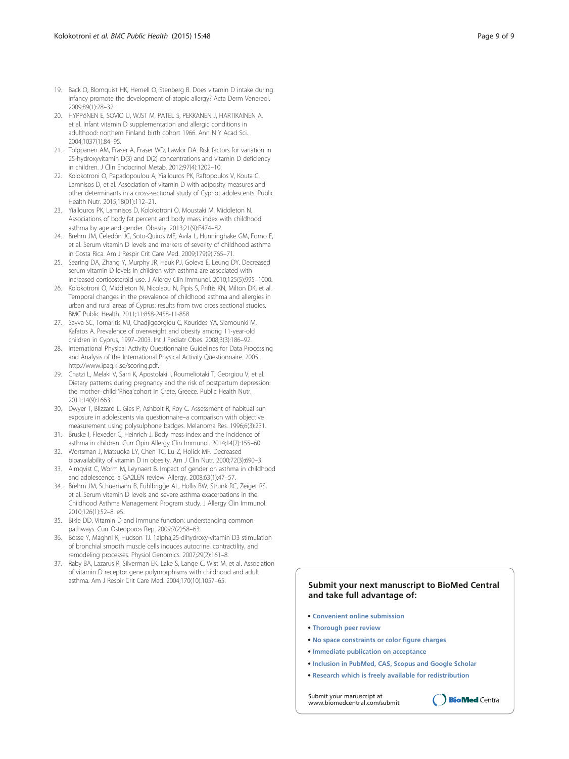19. Back O, Blomquist HK, Hernell O, Stenberg B. Does vitamin D intake during infancy promote the development of atopic allergy? Acta Derm Venereol. 2009;89(1):28–32.
20. HYPPöNEN E, SOVIO U, WJST M, PATEL S, PEKKANEN J, HARTIKAINEN A, et al. Infant vitamin D supplementation and allergic conditions in adulthood: northern Finland birth cohort 1966. Ann N Y Acad Sci. 2004;1037(1):84–95.
21. Tolppanen AM, Fraser A, Fraser WD, Lawlor DA. Risk factors for variation in 25-hydroxyvitamin D(3) and D(2) concentrations and vitamin D deficiency in children. J Clin Endocrinol Metab. 2012;97(4):1202–10.
22. Kolokotroni O, Papadopoulou A, Yiallouros PK, Raftopoulos V, Kouta C, Lamnisos D, et al. Association of vitamin D with adiposity measures and other determinants in a cross-sectional study of Cypriot adolescents. Public Health Nutr. 2015;18(01):112–21.
23. Yiallouros PK, Lamnisos D, Kolokotroni O, Moustaki M, Middleton N. Associations of body fat percent and body mass index with childhood asthma by age and gender. Obesity. 2013;21(9):E474–82.
24. Brehm JM, Celedón JC, Soto-Quiros ME, Avila L, Hunninghake GM, Forno E, et al. Serum vitamin D levels and markers of severity of childhood asthma in Costa Rica. Am J Respir Crit Care Med. 2009;179(9):765–71.
25. Searing DA, Zhang Y, Murphy JR, Hauk PJ, Goleva E, Leung DY. Decreased serum vitamin D levels in children with asthma are associated with increased corticosteroid use. J Allergy Clin Immunol. 2010;125(5):995–1000.
26. Kolokotroni O, Middleton N, Nicolaou N, Pipis S, Priftis KN, Milton DK, et al. Temporal changes in the prevalence of childhood asthma and allergies in urban and rural areas of Cyprus: results from two cross sectional studies. BMC Public Health. 2011;11:858-2458-11-858.
27. Savva SC, Tornaritis MJ, Chadjigeorgiou C, Kourides YA, Siamounki M, Kafatos A. Prevalence of overweight and obesity among 11-year-old children in Cyprus, 1997–2003. Int J Pediatr Obes. 2008;3(3):186–92.
28. International Physical Activity Questionnaire Guidelines for Data Processing and Analysis of the International Physical Activity Questionnaire. 2005. http://www.ipaq.ki.se/scoring.pdf.
29. Chatzi L, Melaki V, Sarri K, Apostolaki I, Roumeliotaki T, Georgiou V, et al. Dietary patterns during pregnancy and the risk of postpartum depression: the mother–child 'Rhea'cohort in Crete, Greece. Public Health Nutr. 2011;14(9):1663.
30. Dwyer T, Blizzard L, Gies P, Ashbolt R, Roy C. Assessment of habitual sun exposure in adolescents via questionnaire–a comparison with objective measurement using polysulphone badges. Melanoma Res. 1996;6(3):231.
31. Bruske I, Flexeder C, Heinrich J. Body mass index and the incidence of asthma in children. Curr Opin Allergy Clin Immunol. 2014;14(2):155–60.
32. Wortsman J, Matsuoka LY, Chen TC, Lu Z, Holick MF. Decreased bioavailability of vitamin D in obesity. Am J Clin Nutr. 2000;72(3):690–3.
33. Almqvist C, Worm M, Leynaert B. Impact of gender on asthma in childhood and adolescence: a GA2LEN review. Allergy. 2008;63(1):47–57.
34. Brehm JM, Schuemann B, Fuhlbrigge AL, Hollis BW, Strunk RC, Zeiger RS, et al. Serum vitamin D levels and severe asthma exacerbations in the Childhood Asthma Management Program study. J Allergy Clin Immunol. 2010;126(1):52–8. e5.
35. Bikle DD. Vitamin D and immune function: understanding common pathways. Curr Osteoporos Rep. 2009;7(2):58–63.
36. Bosse Y, Maghni K, Hudson TJ. 1alpha,25-dihydroxy-vitamin D3 stimulation of bronchial smooth muscle cells induces autocrine, contractility, and remodeling processes. Physiol Genomics. 2007;29(2):161–8.
37. Raby BA, Lazarus R, Silverman EK, Lake S, Lange C, Wjst M, et al. Association of vitamin D receptor gene polymorphisms with childhood and adult asthma. Am J Respir Crit Care Med. 2004;170(10):1057–65.

**Submit your next manuscript to BioMed Central and take full advantage of:**

- **Convenient online submission**
- **Thorough peer review**
- **No space constraints or color figure charges**
- **Immediate publication on acceptance**
- **Inclusion in PubMed, CAS, Scopus and Google Scholar**
- **Research which is freely available for redistribution**

Submit your manuscript at
www.biomedcentral.com/submit

BioMed Central